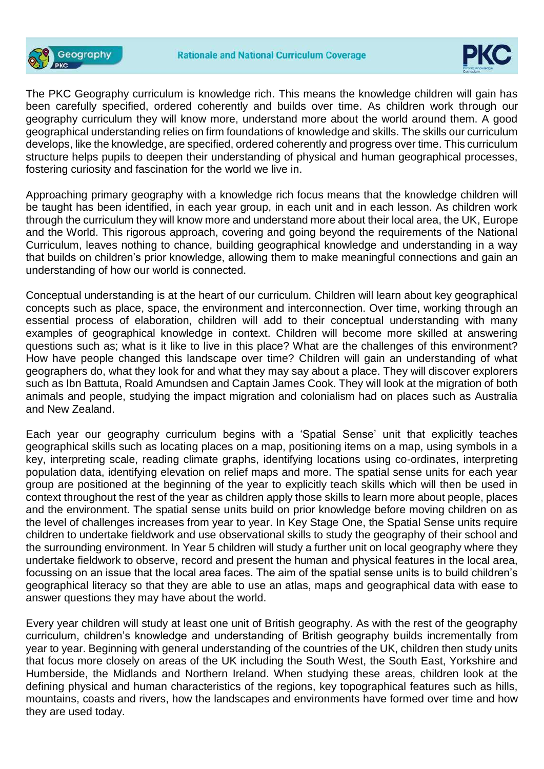# Rationale and National Curriculum Coverage

The PKC Geography curriculum is knowledge rich. This means the knowledge children will gain has been carefully specified, ordered coherently and builds over time. As children work through our geography curriculum they will know more, understand more about the world around them. A good geographical understanding relies on firm foundations of knowledge and skills. The skills our curriculum develops, like the knowledge, are specified, ordered coherently and progress over time. This curriculum structure helps pupils to deepen their understanding of physical and human geographical processes, fostering curiosity and fascination for the world we live in.

Approaching primary geography with a knowledge rich focus means that the knowledge children will be taught has been identified, in each year group, in each unit and in each lesson. As children work through the curriculum they will know more and understand more about their local area, the UK, Europe and the World. This rigorous approach, covering and going beyond the requirements of the National Curriculum, leaves nothing to chance, building geographical knowledge and understanding in a way that builds on children's prior knowledge, allowing them to make meaningful connections and gain an understanding of how our world is connected.

Conceptual understanding is at the heart of our curriculum. Children will learn about key geographical concepts such as place, space, the environment and interconnection. Over time, working through an essential process of elaboration, children will add to their conceptual understanding with many examples of geographical knowledge in context. Children will become more skilled at answering questions such as; what is it like to live in this place? What are the challenges of this environment? How have people changed this landscape over time? Children will gain an understanding of what geographers do, what they look for and what they may say about a place. They will discover explorers such as Ibn Battuta, Roald Amundsen and Captain James Cook. They will look at the migration of both animals and people, studying the impact migration and colonialism had on places such as Australia and New Zealand.

Each year our geography curriculum begins with a 'Spatial Sense' unit that explicitly teaches geographical skills such as locating places on a map, positioning items on a map, using symbols in a key, interpreting scale, reading climate graphs, identifying locations using co-ordinates, interpreting population data, identifying elevation on relief maps and more. The spatial sense units for each year group are positioned at the beginning of the year to explicitly teach skills which will then be used in context throughout the rest of the year as children apply those skills to learn more about people, places and the environment. The spatial sense units build on prior knowledge before moving children on as the level of challenges increases from year to year. In Key Stage One, the Spatial Sense units require children to undertake fieldwork and use observational skills to study the geography of their school and the surrounding environment. In Year 5 children will study a further unit on local geography where they undertake fieldwork to observe, record and present the human and physical features in the local area, focussing on an issue that the local area faces. The aim of the spatial sense units is to build children's geographical literacy so that they are able to use an atlas, maps and geographical data with ease to answer questions they may have about the world.

Every year children will study at least one unit of British geography. As with the rest of the geography curriculum, children's knowledge and understanding of British geography builds incrementally from year to year. Beginning with general understanding of the countries of the UK, children then study units that focus more closely on areas of the UK including the South West, the South East, Yorkshire and Humberside, the Midlands and Northern Ireland. When studying these areas, children look at the defining physical and human characteristics of the regions, key topographical features such as hills, mountains, coasts and rivers, how the landscapes and environments have formed over time and how they are used today.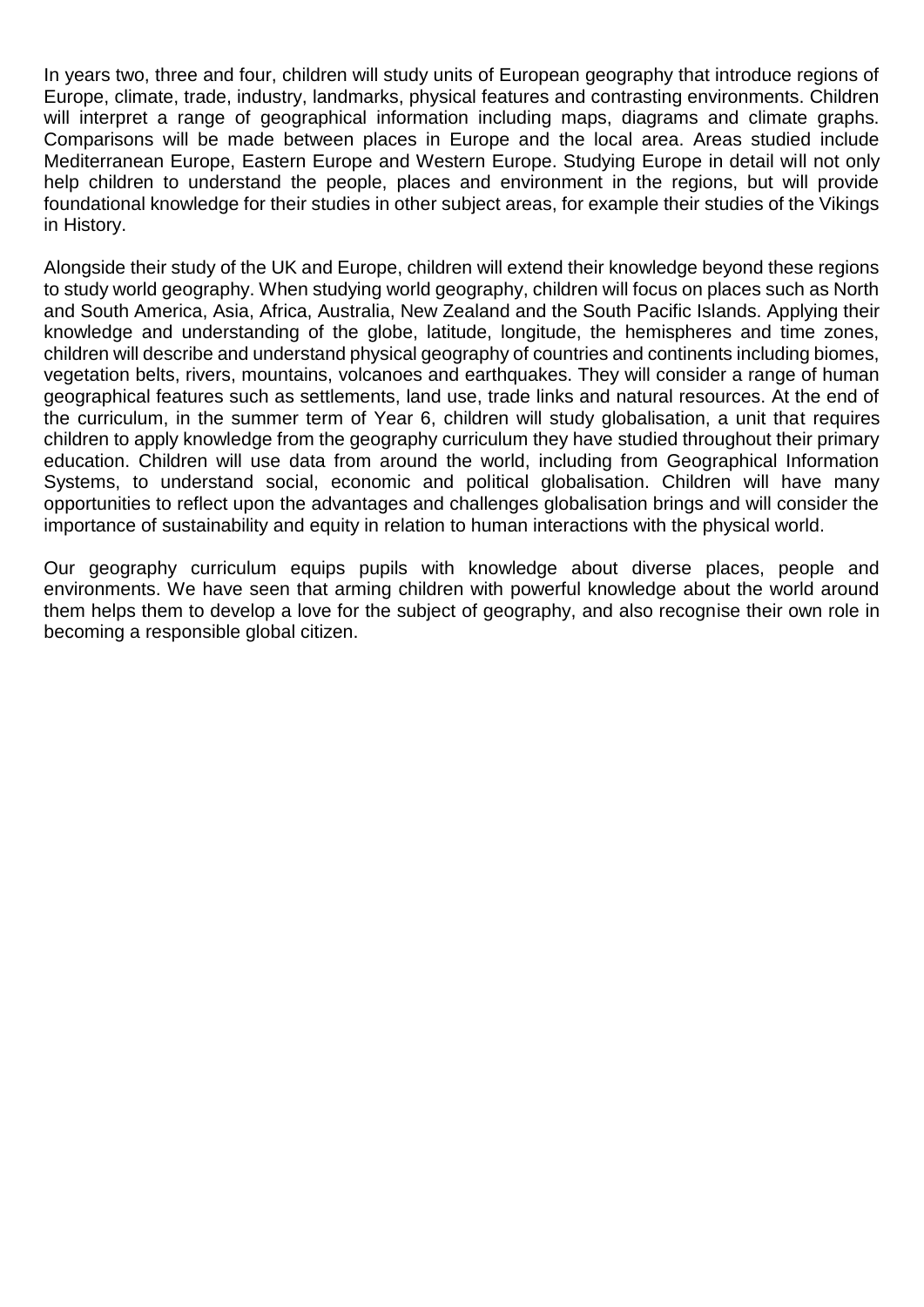In years two, three and four, children will study units of European geography that introduce regions of Europe, climate, trade, industry, landmarks, physical features and contrasting environments. Children will interpret a range of geographical information including maps, diagrams and climate graphs. Comparisons will be made between places in Europe and the local area. Areas studied include Mediterranean Europe, Eastern Europe and Western Europe. Studying Europe in detail will not only help children to understand the people, places and environment in the regions, but will provide foundational knowledge for their studies in other subject areas, for example their studies of the Vikings in History.

Alongside their study of the UK and Europe, children will extend their knowledge beyond these regions to study world geography. When studying world geography, children will focus on places such as North and South America, Asia, Africa, Australia, New Zealand and the South Pacific Islands. Applying their knowledge and understanding of the globe, latitude, longitude, the hemispheres and time zones, children will describe and understand physical geography of countries and continents including biomes, vegetation belts, rivers, mountains, volcanoes and earthquakes. They will consider a range of human geographical features such as settlements, land use, trade links and natural resources. At the end of the curriculum, in the summer term of Year 6, children will study globalisation, a unit that requires children to apply knowledge from the geography curriculum they have studied throughout their primary education. Children will use data from around the world, including from Geographical Information Systems, to understand social, economic and political globalisation. Children will have many opportunities to reflect upon the advantages and challenges globalisation brings and will consider the importance of sustainability and equity in relation to human interactions with the physical world.

Our geography curriculum equips pupils with knowledge about diverse places, people and environments. We have seen that arming children with powerful knowledge about the world around them helps them to develop a love for the subject of geography, and also recognise their own role in becoming a responsible global citizen.